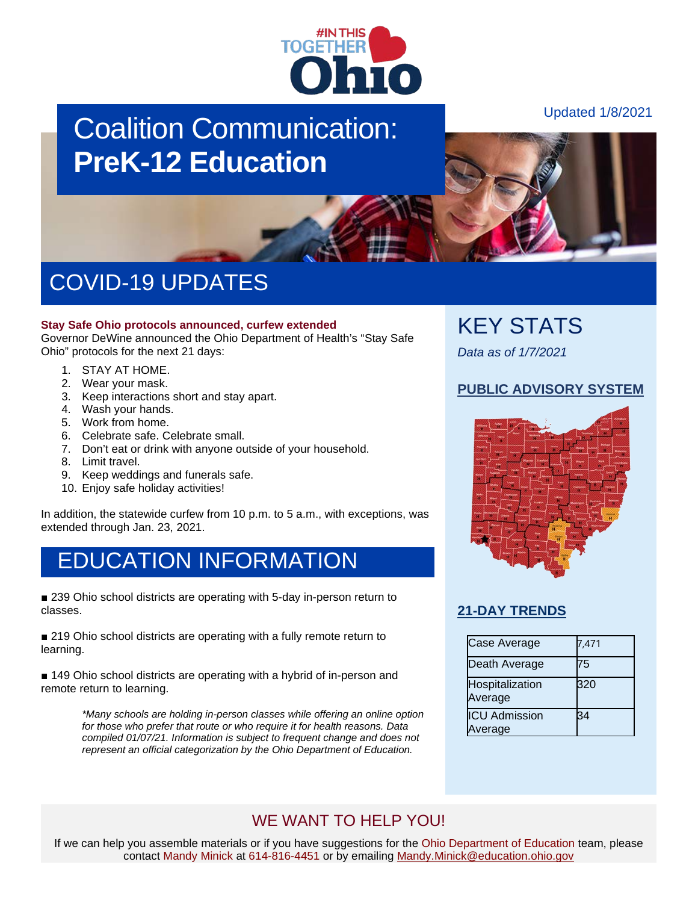Updated 1/8/2021

# Coalition Communication: **PreK-12 Education**

## COVID-19 UPDATES

**Stay Safe Ohio protocols announced, curfew extended**

Governor DeWine announced the Ohio Department of Health's "Stay Safe Ohio" protocols for the next 21 days:

1. STAY AT HOME.
2. Wear your mask.
3. Keep interactions short and stay apart.
4. Wash your hands.
5. Work from home.
6. Celebrate safe. Celebrate small.
7. Don't eat or drink with anyone outside of your household.
8. Limit travel.
9. Keep weddings and funerals safe.
10. Enjoy safe holiday activities!

In addition, the statewide curfew from 10 p.m. to 5 a.m., with exceptions, was extended through Jan. 23, 2021.

## EDUCATION INFORMATION

■ 239 Ohio school districts are operating with 5-day in-person return to classes.

■ 219 Ohio school districts are operating with a fully remote return to learning.

■ 149 Ohio school districts are operating with a hybrid of in-person and remote return to learning.

*\*Many schools are holding in-person classes while offering an online option for those who prefer that route or who require it for health reasons. Data compiled 01/07/21. Information is subject to frequent change and does not represent an official categorization by the Ohio Department of Education.*

## KEY STATS

*Data as of 1/7/2021*

### PUBLIC ADVISORY SYSTEM

### 21-DAY TRENDS

| | |
|---|---|
| Case Average | 7,471 |
| Death Average | 75 |
| Hospitalization Average | 320 |
| ICU Admission Average | 34 |

## WE WANT TO HELP YOU!

If we can help you assemble materials or if you have suggestions for the Ohio Department of Education team, please contact Mandy Minick at 614-816-4451 or by emailing Mandy.Minick@education.ohio.gov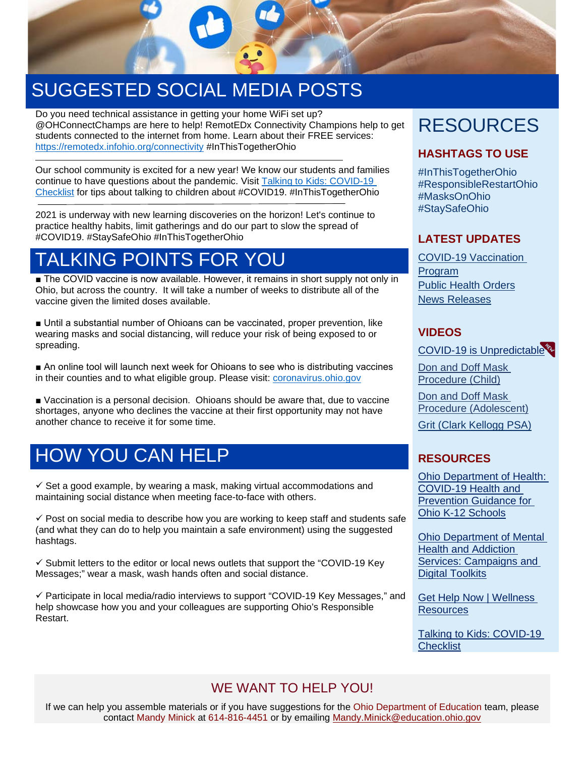# SUGGESTED SOCIAL MEDIA POSTS

Do you need technical assistance in getting your home WiFi set up? @OHConnectChamps are here to help! RemotEDx Connectivity Champions help to get students connected to the internet from home. Learn about their FREE services: https://remotedx.infohio.org/connectivity #InThisTogetherOhio

Our school community is excited for a new year! We know our students and families continue to have questions about the pandemic. Visit Talking to Kids: COVID-19 Checklist for tips about talking to children about #COVID19. #InThisTogetherOhio

2021 is underway with new learning discoveries on the horizon! Let's continue to practice healthy habits, limit gatherings and do our part to slow the spread of #COVID19. #StaySafeOhio #InThisTogetherOhio

# TALKING POINTS FOR YOU

- The COVID vaccine is now available. However, it remains in short supply not only in Ohio, but across the country. It will take a number of weeks to distribute all of the vaccine given the limited doses available.

- Until a substantial number of Ohioans can be vaccinated, proper prevention, like wearing masks and social distancing, will reduce your risk of being exposed to or spreading.

- An online tool will launch next week for Ohioans to see who is distributing vaccines in their counties and to what eligible group. Please visit: coronavirus.ohio.gov

- Vaccination is a personal decision. Ohioans should be aware that, due to vaccine shortages, anyone who declines the vaccine at their first opportunity may not have another chance to receive it for some time.

# HOW YOU CAN HELP

✓ Set a good example, by wearing a mask, making virtual accommodations and maintaining social distance when meeting face-to-face with others.

✓ Post on social media to describe how you are working to keep staff and students safe (and what they can do to help you maintain a safe environment) using the suggested hashtags.

✓ Submit letters to the editor or local news outlets that support the "COVID-19 Key Messages;" wear a mask, wash hands often and social distance.

✓ Participate in local media/radio interviews to support "COVID-19 Key Messages," and help showcase how you and your colleagues are supporting Ohio's Responsible Restart.

# RESOURCES

### HASHTAGS TO USE

#InThisTogetherOhio
#ResponsibleRestartOhio
#MasksOnOhio
#StaySafeOhio

### LATEST UPDATES

COVID-19 Vaccination Program

Public Health Orders

News Releases

### VIDEOS

COVID-19 is Unpredictable (NEW)

Don and Doff Mask Procedure (Child)

Don and Doff Mask Procedure (Adolescent)

Grit (Clark Kellogg PSA)

### RESOURCES

Ohio Department of Health: COVID-19 Health and Prevention Guidance for Ohio K-12 Schools

Ohio Department of Mental Health and Addiction Services: Campaigns and Digital Toolkits

Get Help Now | Wellness Resources

Talking to Kids: COVID-19 Checklist

## WE WANT TO HELP YOU!

If we can help you assemble materials or if you have suggestions for the Ohio Department of Education team, please contact Mandy Minick at 614-816-4451 or by emailing Mandy.Minick@education.ohio.gov